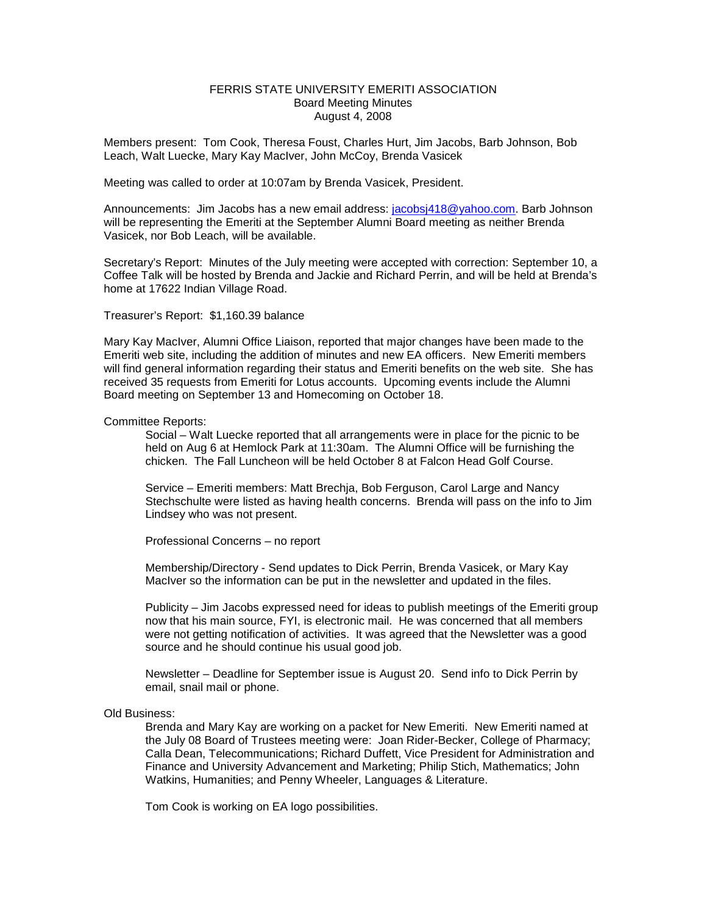# FERRIS STATE UNIVERSITY EMERITI ASSOCIATION
## Board Meeting Minutes
### August 4, 2008

Members present: Tom Cook, Theresa Foust, Charles Hurt, Jim Jacobs, Barb Johnson, Bob Leach, Walt Luecke, Mary Kay MacIver, John McCoy, Brenda Vasicek

Meeting was called to order at 10:07am by Brenda Vasicek, President.

Announcements: Jim Jacobs has a new email address: jacobsj418@yahoo.com. Barb Johnson will be representing the Emeriti at the September Alumni Board meeting as neither Brenda Vasicek, nor Bob Leach, will be available.

Secretary's Report: Minutes of the July meeting were accepted with correction: September 10, a Coffee Talk will be hosted by Brenda and Jackie and Richard Perrin, and will be held at Brenda's home at 17622 Indian Village Road.

Treasurer's Report: $1,160.39 balance

Mary Kay MacIver, Alumni Office Liaison, reported that major changes have been made to the Emeriti web site, including the addition of minutes and new EA officers. New Emeriti members will find general information regarding their status and Emeriti benefits on the web site. She has received 35 requests from Emeriti for Lotus accounts. Upcoming events include the Alumni Board meeting on September 13 and Homecoming on October 18.

Committee Reports:

Social – Walt Luecke reported that all arrangements were in place for the picnic to be held on Aug 6 at Hemlock Park at 11:30am. The Alumni Office will be furnishing the chicken. The Fall Luncheon will be held October 8 at Falcon Head Golf Course.

Service – Emeriti members: Matt Brechja, Bob Ferguson, Carol Large and Nancy Stechschulte were listed as having health concerns. Brenda will pass on the info to Jim Lindsey who was not present.

Professional Concerns – no report

Membership/Directory - Send updates to Dick Perrin, Brenda Vasicek, or Mary Kay MacIver so the information can be put in the newsletter and updated in the files.

Publicity – Jim Jacobs expressed need for ideas to publish meetings of the Emeriti group now that his main source, FYI, is electronic mail. He was concerned that all members were not getting notification of activities. It was agreed that the Newsletter was a good source and he should continue his usual good job.

Newsletter – Deadline for September issue is August 20. Send info to Dick Perrin by email, snail mail or phone.

Old Business:

Brenda and Mary Kay are working on a packet for New Emeriti. New Emeriti named at the July 08 Board of Trustees meeting were: Joan Rider-Becker, College of Pharmacy; Calla Dean, Telecommunications; Richard Duffett, Vice President for Administration and Finance and University Advancement and Marketing; Philip Stich, Mathematics; John Watkins, Humanities; and Penny Wheeler, Languages & Literature.

Tom Cook is working on EA logo possibilities.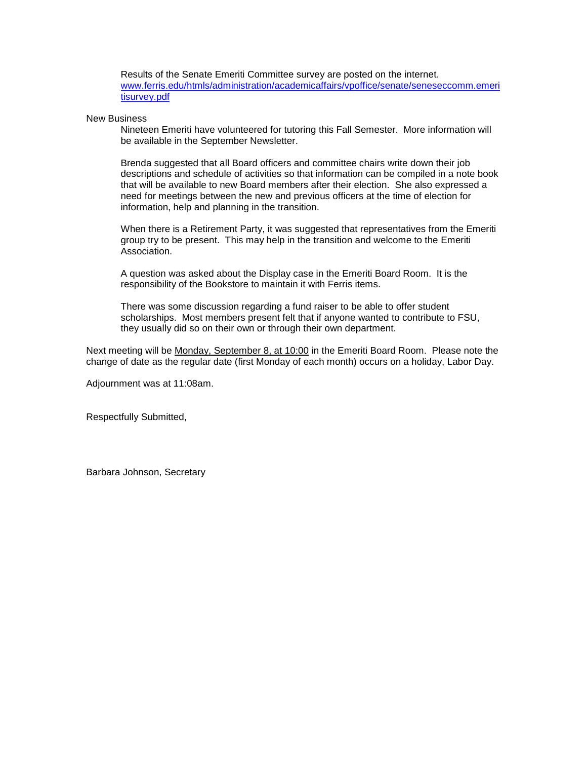Results of the Senate Emeriti Committee survey are posted on the internet. [www.ferris.edu/htmls/administration/academicaffairs/vpoffice/senate/seneseccomm.emeritisurvey.pdf](www.ferris.edu/htmls/administration/academicaffairs/vpoffice/senate/seneseccomm.emeritisurvey.pdf)

New Business

Nineteen Emeriti have volunteered for tutoring this Fall Semester. More information will be available in the September Newsletter.

Brenda suggested that all Board officers and committee chairs write down their job descriptions and schedule of activities so that information can be compiled in a note book that will be available to new Board members after their election. She also expressed a need for meetings between the new and previous officers at the time of election for information, help and planning in the transition.

When there is a Retirement Party, it was suggested that representatives from the Emeriti group try to be present. This may help in the transition and welcome to the Emeriti Association.

A question was asked about the Display case in the Emeriti Board Room. It is the responsibility of the Bookstore to maintain it with Ferris items.

There was some discussion regarding a fund raiser to be able to offer student scholarships. Most members present felt that if anyone wanted to contribute to FSU, they usually did so on their own or through their own department.

Next meeting will be Monday, September 8, at 10:00 in the Emeriti Board Room. Please note the change of date as the regular date (first Monday of each month) occurs on a holiday, Labor Day.

Adjournment was at 11:08am.

Respectfully Submitted,

Barbara Johnson, Secretary